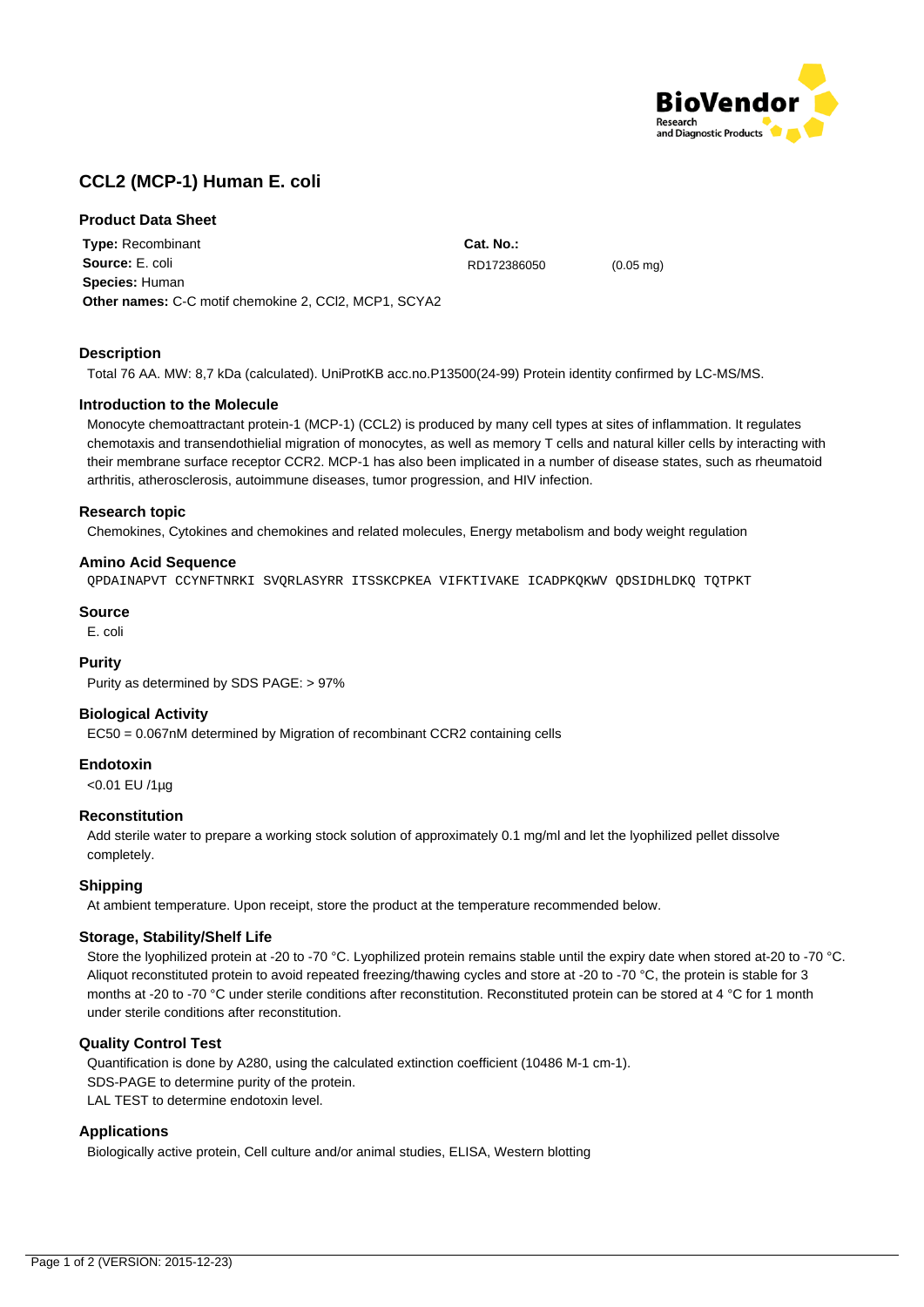# CCL2 (MCP-1) Human E. coli

## Product Data Sheet

**Type:** Recombinant
**Source:** E. coli
**Species:** Human
**Other names:** C-C motif chemokine 2, CCl2, MCP1, SCYA2

**Cat. No.:**
RD172386050 (0.05 mg)

### Description

Total 76 AA. MW: 8,7 kDa (calculated). UniProtKB acc.no.P13500(24-99) Protein identity confirmed by LC-MS/MS.

### Introduction to the Molecule

Monocyte chemoattractant protein-1 (MCP-1) (CCL2) is produced by many cell types at sites of inflammation. It regulates chemotaxis and transendothielial migration of monocytes, as well as memory T cells and natural killer cells by interacting with their membrane surface receptor CCR2. MCP-1 has also been implicated in a number of disease states, such as rheumatoid arthritis, atherosclerosis, autoimmune diseases, tumor progression, and HIV infection.

### Research topic

Chemokines, Cytokines and chemokines and related molecules, Energy metabolism and body weight regulation

### Amino Acid Sequence

```
QPDAINAPVT CCYNFTNRKI SVQRLASYRR ITSSKCPKEA VIFKTIVAKE ICADPKQKWV QDSIDHLDKQ TQTPKT
```

### Source

E. coli

### Purity

Purity as determined by SDS PAGE: > 97%

### Biological Activity

EC50 = 0.067nM determined by Migration of recombinant CCR2 containing cells

### Endotoxin

<0.01 EU /1µg

### Reconstitution

Add sterile water to prepare a working stock solution of approximately 0.1 mg/ml and let the lyophilized pellet dissolve completely.

### Shipping

At ambient temperature. Upon receipt, store the product at the temperature recommended below.

### Storage, Stability/Shelf Life

Store the lyophilized protein at -20 to -70 °C. Lyophilized protein remains stable until the expiry date when stored at-20 to -70 °C. Aliquot reconstituted protein to avoid repeated freezing/thawing cycles and store at -20 to -70 °C, the protein is stable for 3 months at -20 to -70 °C under sterile conditions after reconstitution. Reconstituted protein can be stored at 4 °C for 1 month under sterile conditions after reconstitution.

### Quality Control Test

Quantification is done by A280, using the calculated extinction coefficient (10486 $M^{-1}$ $cm^{-1}$).
SDS-PAGE to determine purity of the protein.
LAL TEST to determine endotoxin level.

### Applications

Biologically active protein, Cell culture and/or animal studies, ELISA, Western blotting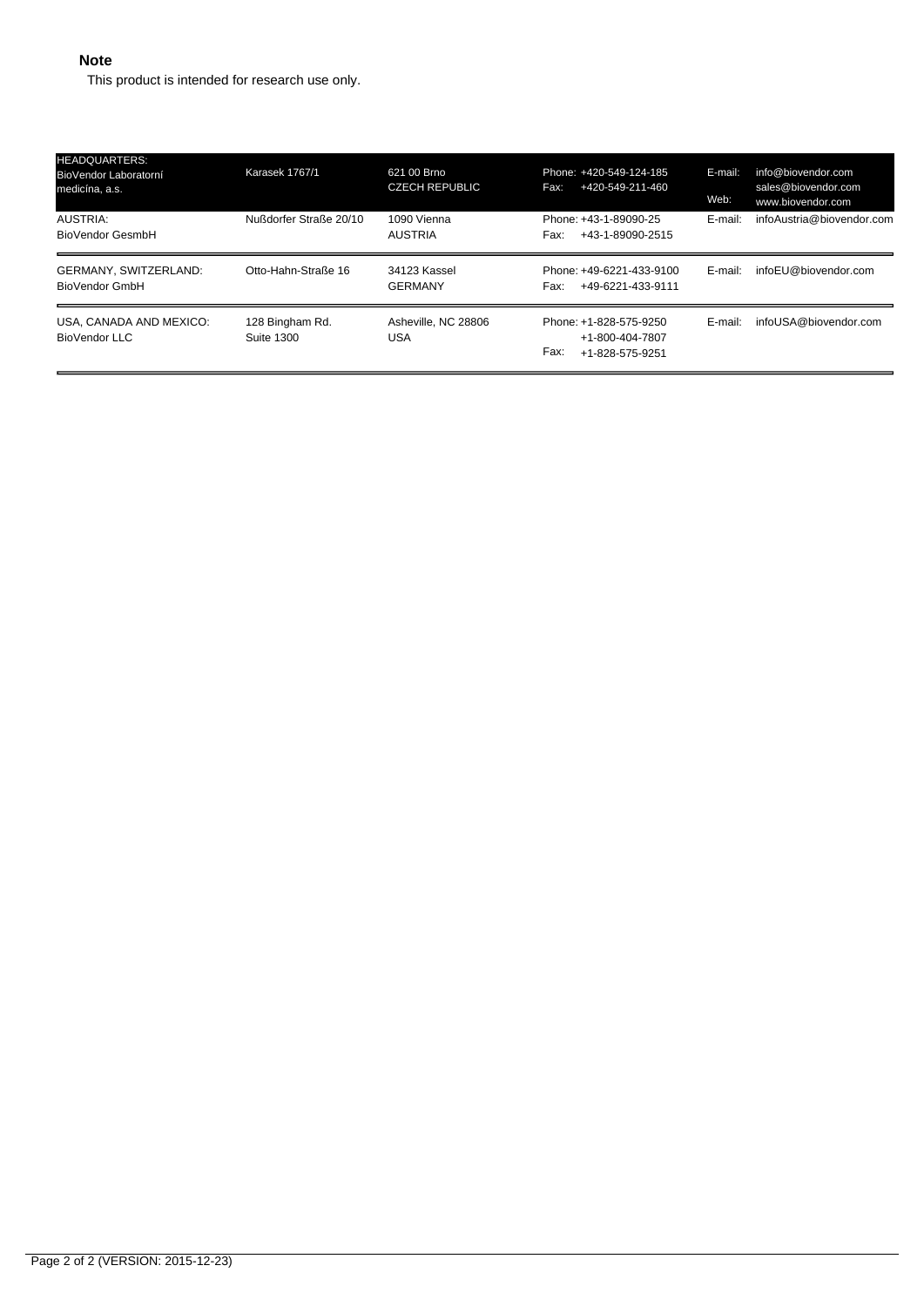**Note**

This product is intended for research use only.

| | | | | |
|---|---|---|---|---|
| HEADQUARTERS:<br>BioVendor Laboratorní medicína, a.s. | Karasek 1767/1 | 621 00 Brno<br>CZECH REPUBLIC | Phone: +420-549-124-185<br>Fax: +420-549-211-460 | E-mail: info@biovendor.com<br>sales@biovendor.com<br>Web: www.biovendor.com |
| AUSTRIA:<br>BioVendor GesmbH | Nußdorfer Straße 20/10 | 1090 Vienna<br>AUSTRIA | Phone: +43-1-89090-25<br>Fax: +43-1-89090-2515 | E-mail: infoAustria@biovendor.com |
| GERMANY, SWITZERLAND:<br>BioVendor GmbH | Otto-Hahn-Straße 16 | 34123 Kassel<br>GERMANY | Phone: +49-6221-433-9100<br>Fax: +49-6221-433-9111 | E-mail: infoEU@biovendor.com |
| USA, CANADA AND MEXICO:<br>BioVendor LLC | 128 Bingham Rd.<br>Suite 1300 | Asheville, NC 28806<br>USA | Phone: +1-828-575-9250<br>+1-800-404-7807<br>Fax: +1-828-575-9251 | E-mail: infoUSA@biovendor.com |